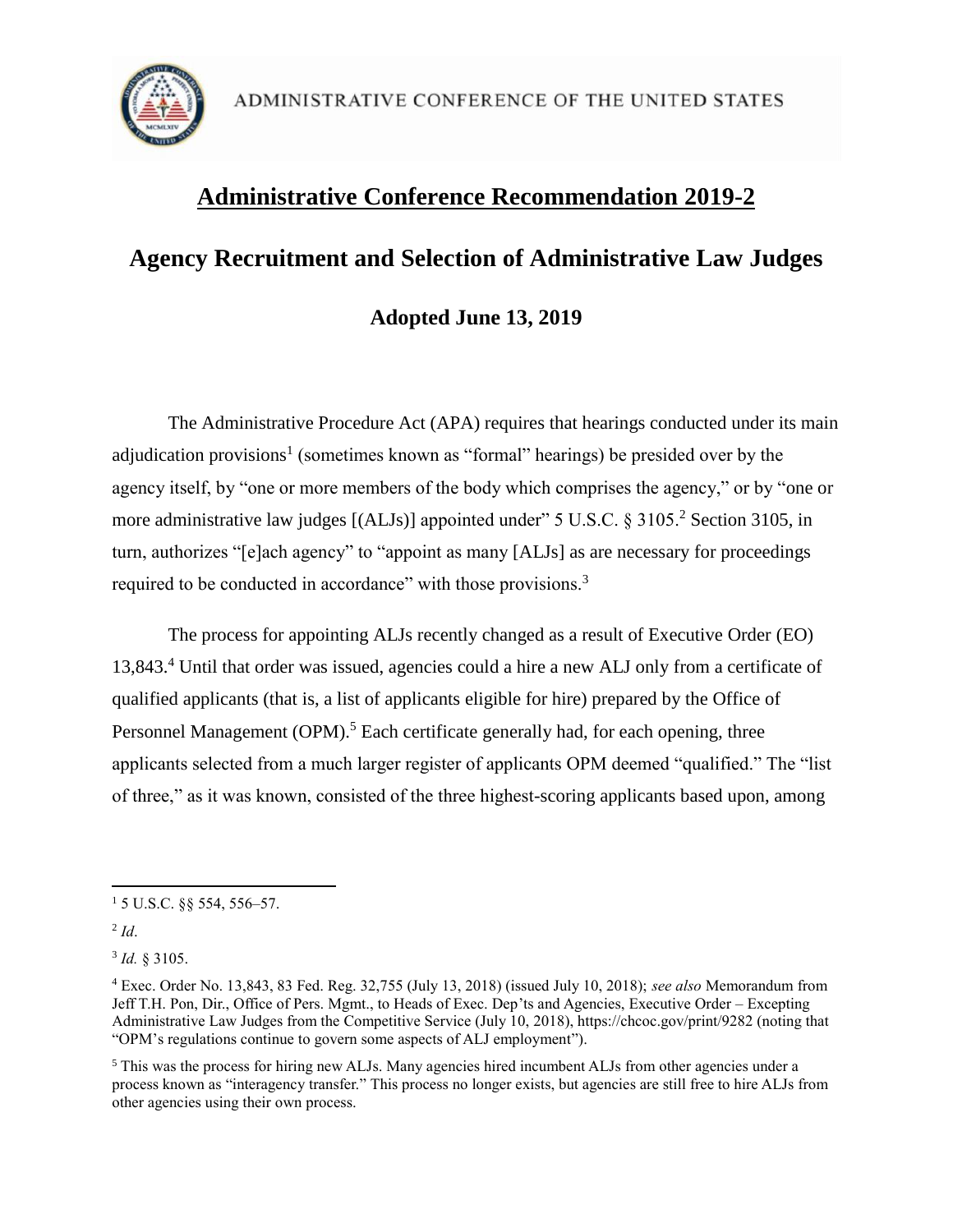ADMINISTRATIVE CONFERENCE OF THE UNITED STATES

# Administrative Conference Recommendation 2019-2

## Agency Recruitment and Selection of Administrative Law Judges

### Adopted June 13, 2019

The Administrative Procedure Act (APA) requires that hearings conducted under its main adjudication provisions[1] (sometimes known as "formal" hearings) be presided over by the agency itself, by "one or more members of the body which comprises the agency," or by "one or more administrative law judges [(ALJs)] appointed under" 5 U.S.C. § 3105.[2] Section 3105, in turn, authorizes "[e]ach agency" to "appoint as many [ALJs] as are necessary for proceedings required to be conducted in accordance" with those provisions.[3]

The process for appointing ALJs recently changed as a result of Executive Order (EO) 13,843.[4] Until that order was issued, agencies could a hire a new ALJ only from a certificate of qualified applicants (that is, a list of applicants eligible for hire) prepared by the Office of Personnel Management (OPM).[5] Each certificate generally had, for each opening, three applicants selected from a much larger register of applicants OPM deemed "qualified." The "list of three," as it was known, consisted of the three highest-scoring applicants based upon, among

---

[1] 5 U.S.C. §§ 554, 556–57.

[2] *Id*.

[3] *Id.* § 3105.

[4] Exec. Order No. 13,843, 83 Fed. Reg. 32,755 (July 13, 2018) (issued July 10, 2018); *see also* Memorandum from Jeff T.H. Pon, Dir., Office of Pers. Mgmt., to Heads of Exec. Dep'ts and Agencies, Executive Order – Excepting Administrative Law Judges from the Competitive Service (July 10, 2018), https://chcoc.gov/print/9282 (noting that "OPM's regulations continue to govern some aspects of ALJ employment").

[5] This was the process for hiring new ALJs. Many agencies hired incumbent ALJs from other agencies under a process known as "interagency transfer." This process no longer exists, but agencies are still free to hire ALJs from other agencies using their own process.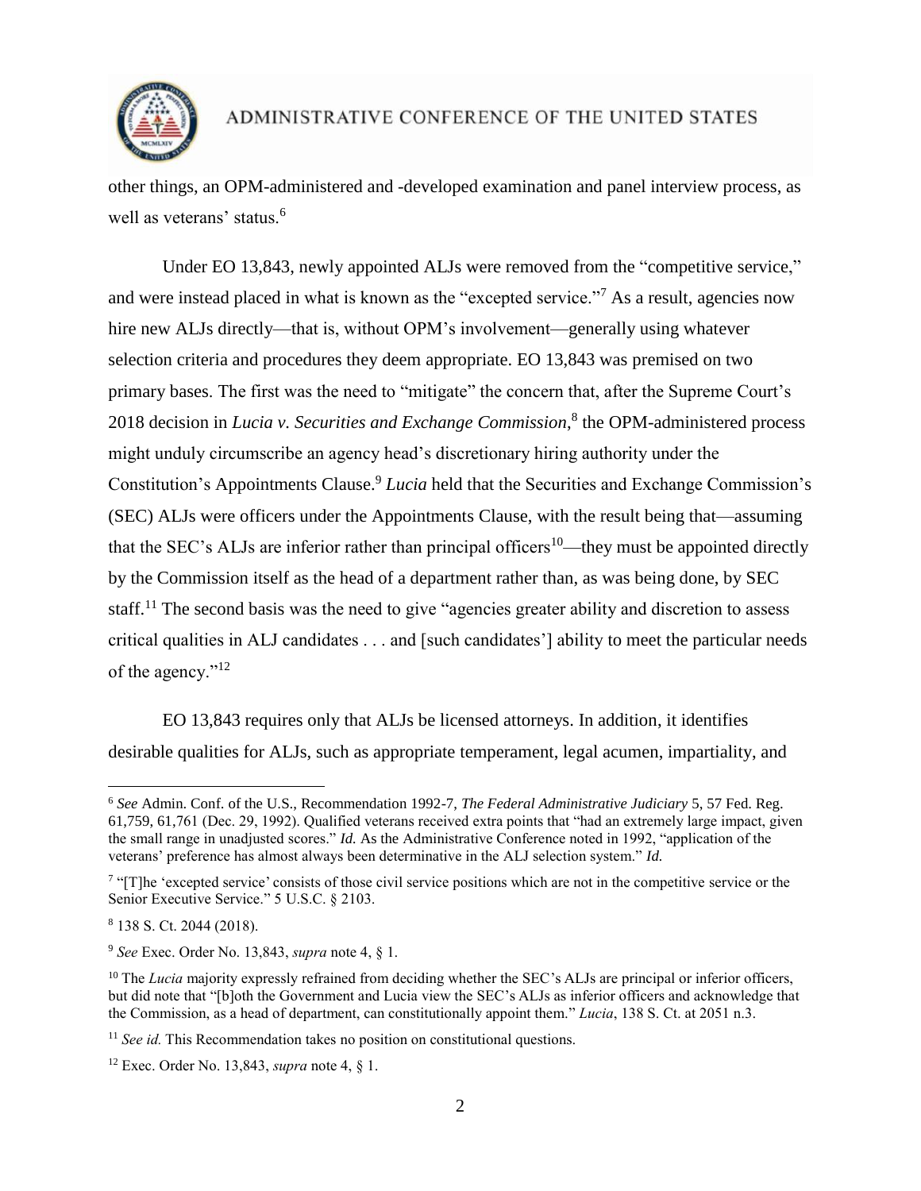other things, an OPM-administered and -developed examination and panel interview process, as well as veterans' status.[6]

Under EO 13,843, newly appointed ALJs were removed from the "competitive service," and were instead placed in what is known as the "excepted service."[7] As a result, agencies now hire new ALJs directly—that is, without OPM's involvement—generally using whatever selection criteria and procedures they deem appropriate. EO 13,843 was premised on two primary bases. The first was the need to "mitigate" the concern that, after the Supreme Court's 2018 decision in *Lucia v. Securities and Exchange Commission*,[8] the OPM-administered process might unduly circumscribe an agency head's discretionary hiring authority under the Constitution's Appointments Clause.[9] *Lucia* held that the Securities and Exchange Commission's (SEC) ALJs were officers under the Appointments Clause, with the result being that—assuming that the SEC's ALJs are inferior rather than principal officers[10]—they must be appointed directly by the Commission itself as the head of a department rather than, as was being done, by SEC staff.[11] The second basis was the need to give "agencies greater ability and discretion to assess critical qualities in ALJ candidates . . . and [such candidates'] ability to meet the particular needs of the agency."[12]

EO 13,843 requires only that ALJs be licensed attorneys. In addition, it identifies desirable qualities for ALJs, such as appropriate temperament, legal acumen, impartiality, and

---

[6] *See* Admin. Conf. of the U.S., Recommendation 1992-7, *The Federal Administrative Judiciary* 5, 57 Fed. Reg. 61,759, 61,761 (Dec. 29, 1992). Qualified veterans received extra points that "had an extremely large impact, given the small range in unadjusted scores." *Id.* As the Administrative Conference noted in 1992, "application of the veterans' preference has almost always been determinative in the ALJ selection system." *Id.*

[7] "[T]he 'excepted service' consists of those civil service positions which are not in the competitive service or the Senior Executive Service." 5 U.S.C. § 2103.

[8] 138 S. Ct. 2044 (2018).

[9] *See* Exec. Order No. 13,843, *supra* note 4, § 1.

[10] The *Lucia* majority expressly refrained from deciding whether the SEC's ALJs are principal or inferior officers, but did note that "[b]oth the Government and Lucia view the SEC's ALJs as inferior officers and acknowledge that the Commission, as a head of department, can constitutionally appoint them." *Lucia*, 138 S. Ct. at 2051 n.3.

[11] *See id.* This Recommendation takes no position on constitutional questions.

[12] Exec. Order No. 13,843, *supra* note 4, § 1.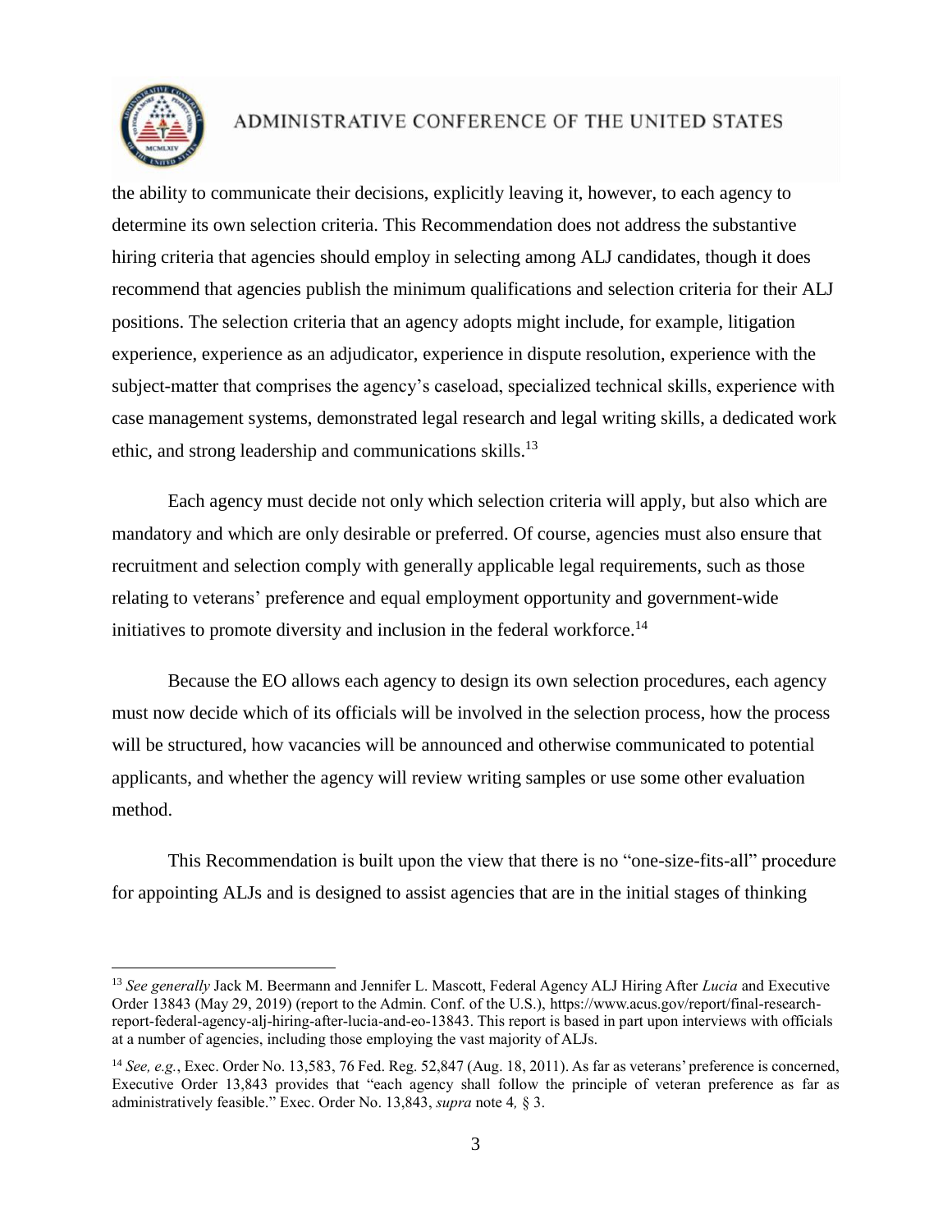the ability to communicate their decisions, explicitly leaving it, however, to each agency to determine its own selection criteria. This Recommendation does not address the substantive hiring criteria that agencies should employ in selecting among ALJ candidates, though it does recommend that agencies publish the minimum qualifications and selection criteria for their ALJ positions. The selection criteria that an agency adopts might include, for example, litigation experience, experience as an adjudicator, experience in dispute resolution, experience with the subject-matter that comprises the agency's caseload, specialized technical skills, experience with case management systems, demonstrated legal research and legal writing skills, a dedicated work ethic, and strong leadership and communications skills.[13]

Each agency must decide not only which selection criteria will apply, but also which are mandatory and which are only desirable or preferred. Of course, agencies must also ensure that recruitment and selection comply with generally applicable legal requirements, such as those relating to veterans' preference and equal employment opportunity and government-wide initiatives to promote diversity and inclusion in the federal workforce.[14]

Because the EO allows each agency to design its own selection procedures, each agency must now decide which of its officials will be involved in the selection process, how the process will be structured, how vacancies will be announced and otherwise communicated to potential applicants, and whether the agency will review writing samples or use some other evaluation method.

This Recommendation is built upon the view that there is no "one-size-fits-all" procedure for appointing ALJs and is designed to assist agencies that are in the initial stages of thinking

---

[13] *See generally* Jack M. Beermann and Jennifer L. Mascott, Federal Agency ALJ Hiring After *Lucia* and Executive Order 13843 (May 29, 2019) (report to the Admin. Conf. of the U.S.), https://www.acus.gov/report/final-research-report-federal-agency-alj-hiring-after-lucia-and-eo-13843. This report is based in part upon interviews with officials at a number of agencies, including those employing the vast majority of ALJs.

[14] *See, e.g.*, Exec. Order No. 13,583, 76 Fed. Reg. 52,847 (Aug. 18, 2011). As far as veterans' preference is concerned, Executive Order 13,843 provides that "each agency shall follow the principle of veteran preference as far as administratively feasible." Exec. Order No. 13,843, *supra* note 4*,* § 3.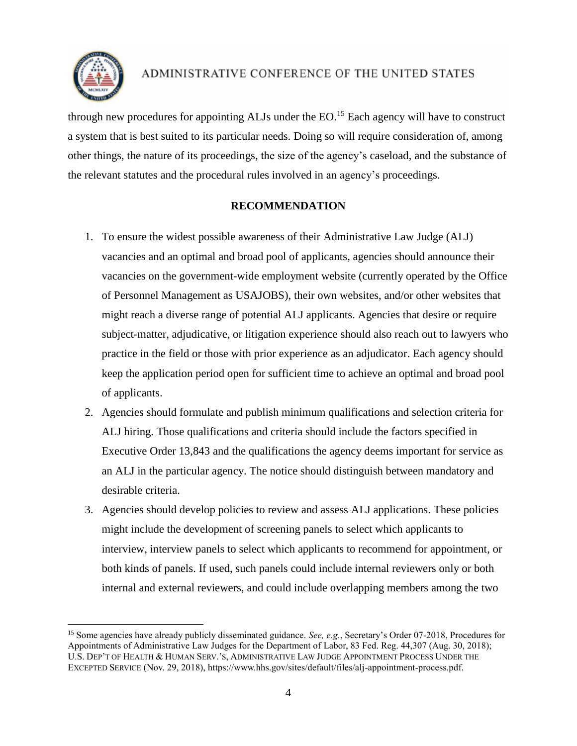through new procedures for appointing ALJs under the EO.[15] Each agency will have to construct a system that is best suited to its particular needs. Doing so will require consideration of, among other things, the nature of its proceedings, the size of the agency's caseload, and the substance of the relevant statutes and the procedural rules involved in an agency's proceedings.

## RECOMMENDATION

1. To ensure the widest possible awareness of their Administrative Law Judge (ALJ) vacancies and an optimal and broad pool of applicants, agencies should announce their vacancies on the government-wide employment website (currently operated by the Office of Personnel Management as USAJOBS), their own websites, and/or other websites that might reach a diverse range of potential ALJ applicants. Agencies that desire or require subject-matter, adjudicative, or litigation experience should also reach out to lawyers who practice in the field or those with prior experience as an adjudicator. Each agency should keep the application period open for sufficient time to achieve an optimal and broad pool of applicants.
2. Agencies should formulate and publish minimum qualifications and selection criteria for ALJ hiring. Those qualifications and criteria should include the factors specified in Executive Order 13,843 and the qualifications the agency deems important for service as an ALJ in the particular agency. The notice should distinguish between mandatory and desirable criteria.
3. Agencies should develop policies to review and assess ALJ applications. These policies might include the development of screening panels to select which applicants to interview, interview panels to select which applicants to recommend for appointment, or both kinds of panels. If used, such panels could include internal reviewers only or both internal and external reviewers, and could include overlapping members among the two

---

[15] Some agencies have already publicly disseminated guidance. *See, e.g.*, Secretary's Order 07-2018, Procedures for Appointments of Administrative Law Judges for the Department of Labor, 83 Fed. Reg. 44,307 (Aug. 30, 2018); U.S. DEP'T OF HEALTH & HUMAN SERV.'S, ADMINISTRATIVE LAW JUDGE APPOINTMENT PROCESS UNDER THE EXCEPTED SERVICE (Nov. 29, 2018), https://www.hhs.gov/sites/default/files/alj-appointment-process.pdf.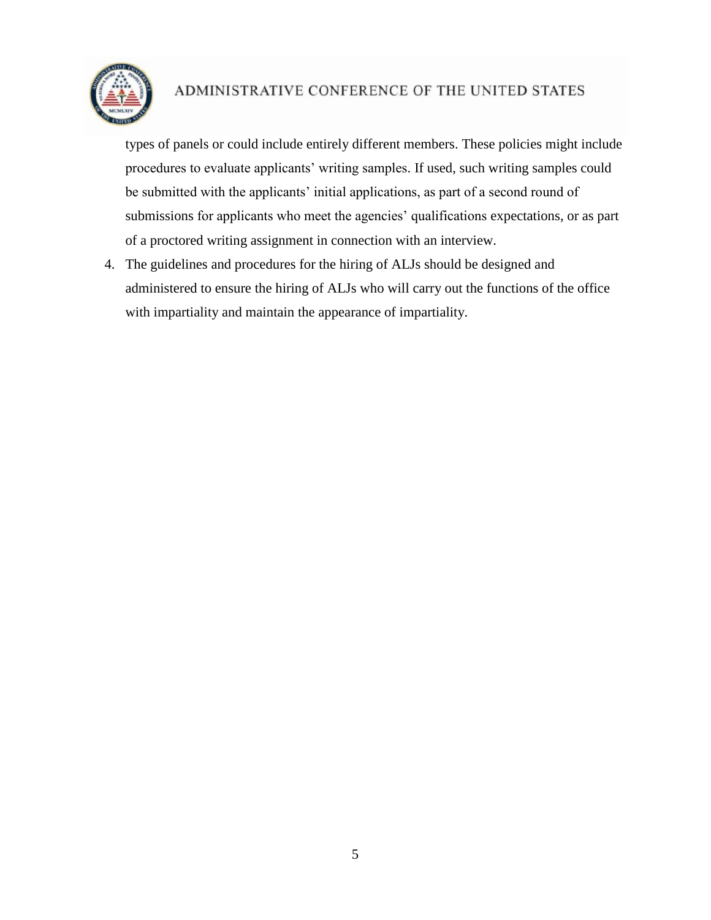types of panels or could include entirely different members. These policies might include procedures to evaluate applicants' writing samples. If used, such writing samples could be submitted with the applicants' initial applications, as part of a second round of submissions for applicants who meet the agencies' qualifications expectations, or as part of a proctored writing assignment in connection with an interview.

4. The guidelines and procedures for the hiring of ALJs should be designed and administered to ensure the hiring of ALJs who will carry out the functions of the office with impartiality and maintain the appearance of impartiality.